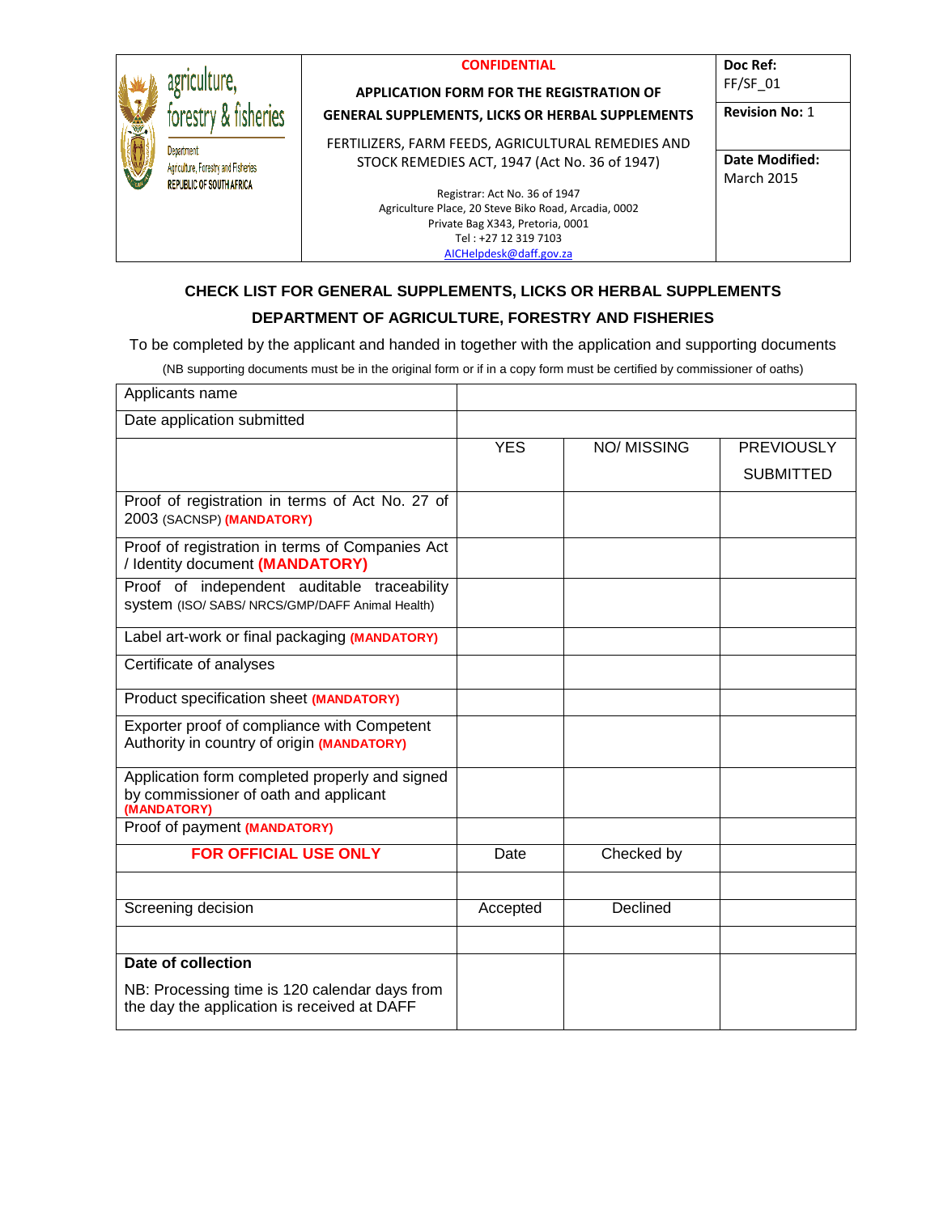| agriculture, forestry & fisheries<br>Department: Agriculture, Forestry and Fisheries<br>REPUBLIC OF SOUTH AFRICA | **CONFIDENTIAL**<br>**APPLICATION FORM FOR THE REGISTRATION OF GENERAL SUPPLEMENTS, LICKS OR HERBAL SUPPLEMENTS**<br>FERTILIZERS, FARM FEEDS, AGRICULTURAL REMEDIES AND STOCK REMEDIES ACT, 1947 (Act No. 36 of 1947)<br>Registrar: Act No. 36 of 1947<br>Agriculture Place, 20 Steve Biko Road, Arcadia, 0002<br>Private Bag X343, Pretoria, 0001<br>Tel : +27 12 319 7103<br>AICHelpdesk@daff.gov.za | **Doc Ref:** FF/SF_01<br>**Revision No:** 1<br>**Date Modified:** March 2015 |
|---|---|---|

## CHECK LIST FOR GENERAL SUPPLEMENTS, LICKS OR HERBAL SUPPLEMENTS

## DEPARTMENT OF AGRICULTURE, FORESTRY AND FISHERIES

To be completed by the applicant and handed in together with the application and supporting documents

(NB supporting documents must be in the original form or if in a copy form must be certified by commissioner of oaths)

| Applicants name | | | |
|---|---|---|---|
| Date application submitted | | | |
| | YES | NO/ MISSING | PREVIOUSLY SUBMITTED |
| Proof of registration in terms of Act No. 27 of 2003 (SACNSP) **(MANDATORY)** | | | |
| Proof of registration in terms of Companies Act / Identity document **(MANDATORY)** | | | |
| Proof of independent auditable traceability system (ISO/ SABS/ NRCS/GMP/DAFF Animal Health) | | | |
| Label art-work or final packaging **(MANDATORY)** | | | |
| Certificate of analyses | | | |
| Product specification sheet **(MANDATORY)** | | | |
| Exporter proof of compliance with Competent Authority in country of origin **(MANDATORY)** | | | |
| Application form completed properly and signed by commissioner of oath and applicant **(MANDATORY)** | | | |
| Proof of payment **(MANDATORY)** | | | |
| **FOR OFFICIAL USE ONLY** | Date | Checked by | |
| | | | |
| Screening decision | Accepted | Declined | |
| | | | |
| **Date of collection**<br>NB: Processing time is 120 calendar days from the day the application is received at DAFF | | | |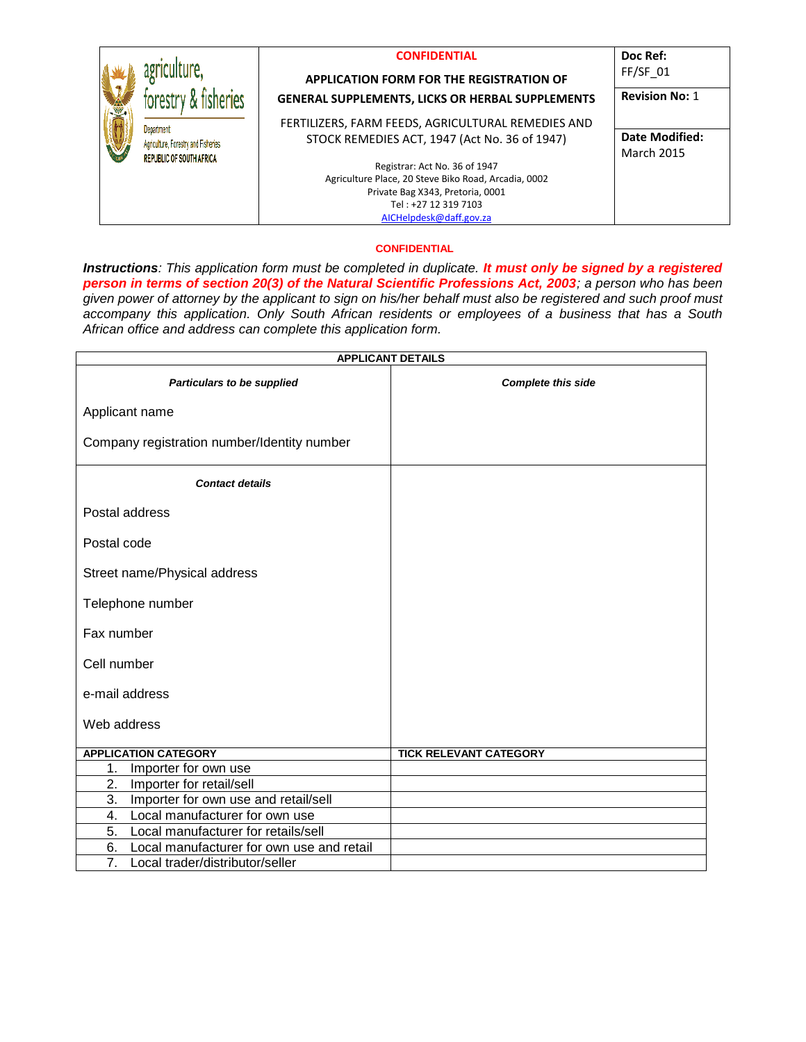| agriculture, forestry & fisheries<br>Department: Agriculture, Forestry and Fisheries<br>REPUBLIC OF SOUTH AFRICA | **CONFIDENTIAL**<br>**APPLICATION FORM FOR THE REGISTRATION OF GENERAL SUPPLEMENTS, LICKS OR HERBAL SUPPLEMENTS**<br>FERTILIZERS, FARM FEEDS, AGRICULTURAL REMEDIES AND STOCK REMEDIES ACT, 1947 (Act No. 36 of 1947)<br>Registrar: Act No. 36 of 1947<br>Agriculture Place, 20 Steve Biko Road, Arcadia, 0002<br>Private Bag X343, Pretoria, 0001<br>Tel : +27 12 319 7103<br>AICHelpdesk@daff.gov.za | **Doc Ref:** FF/SF_01<br>**Revision No:** 1<br>**Date Modified:** March 2015 |
|---|---|---|

**CONFIDENTIAL**

***Instructions**: This application form must be completed in duplicate. **It must only be signed by a registered person in terms of section 20(3) of the Natural Scientific Professions Act, 2003**; a person who has been given power of attorney by the applicant to sign on his/her behalf must also be registered and such proof must accompany this application. Only South African residents or employees of a business that has a South African office and address can complete this application form.*

| **APPLICANT DETAILS** | |
|---|---|
| ***Particulars to be supplied*** | ***Complete this side*** |
| Applicant name | |
| Company registration number/Identity number | |
| ***Contact details*** | |
| Postal address | |
| Postal code | |
| Street name/Physical address | |
| Telephone number | |
| Fax number | |
| Cell number | |
| e-mail address | |
| Web address | |
| **APPLICATION CATEGORY** | **TICK RELEVANT CATEGORY** |
| 1. Importer for own use | |
| 2. Importer for retail/sell | |
| 3. Importer for own use and retail/sell | |
| 4. Local manufacturer for own use | |
| 5. Local manufacturer for retails/sell | |
| 6. Local manufacturer for own use and retail | |
| 7. Local trader/distributor/seller | |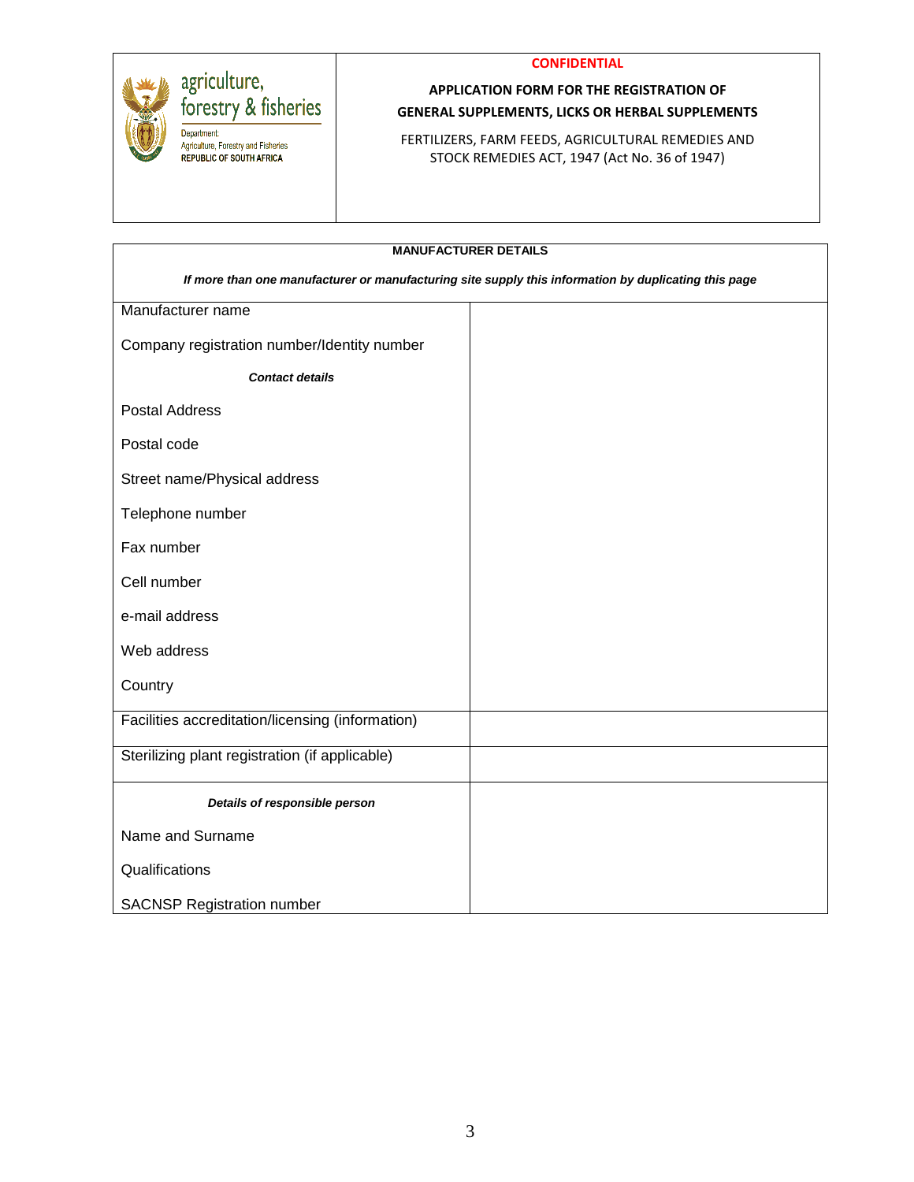agriculture, forestry & fisheries

Department: Agriculture, Forestry and Fisheries
REPUBLIC OF SOUTH AFRICA

**CONFIDENTIAL**

**APPLICATION FORM FOR THE REGISTRATION OF GENERAL SUPPLEMENTS, LICKS OR HERBAL SUPPLEMENTS**

FERTILIZERS, FARM FEEDS, AGRICULTURAL REMEDIES AND STOCK REMEDIES ACT, 1947 (Act No. 36 of 1947)

**MANUFACTURER DETAILS**

***If more than one manufacturer or manufacturing site supply this information by duplicating this page***

| | |
|---|---|
| Manufacturer name | |
| Company registration number/Identity number | |
| ***Contact details*** | |
| Postal Address | |
| Postal code | |
| Street name/Physical address | |
| Telephone number | |
| Fax number | |
| Cell number | |
| e-mail address | |
| Web address | |
| Country | |
| Facilities accreditation/licensing (information) | |
| Sterilizing plant registration (if applicable) | |
| ***Details of responsible person*** | |
| Name and Surname | |
| Qualifications | |
| SACNSP Registration number | |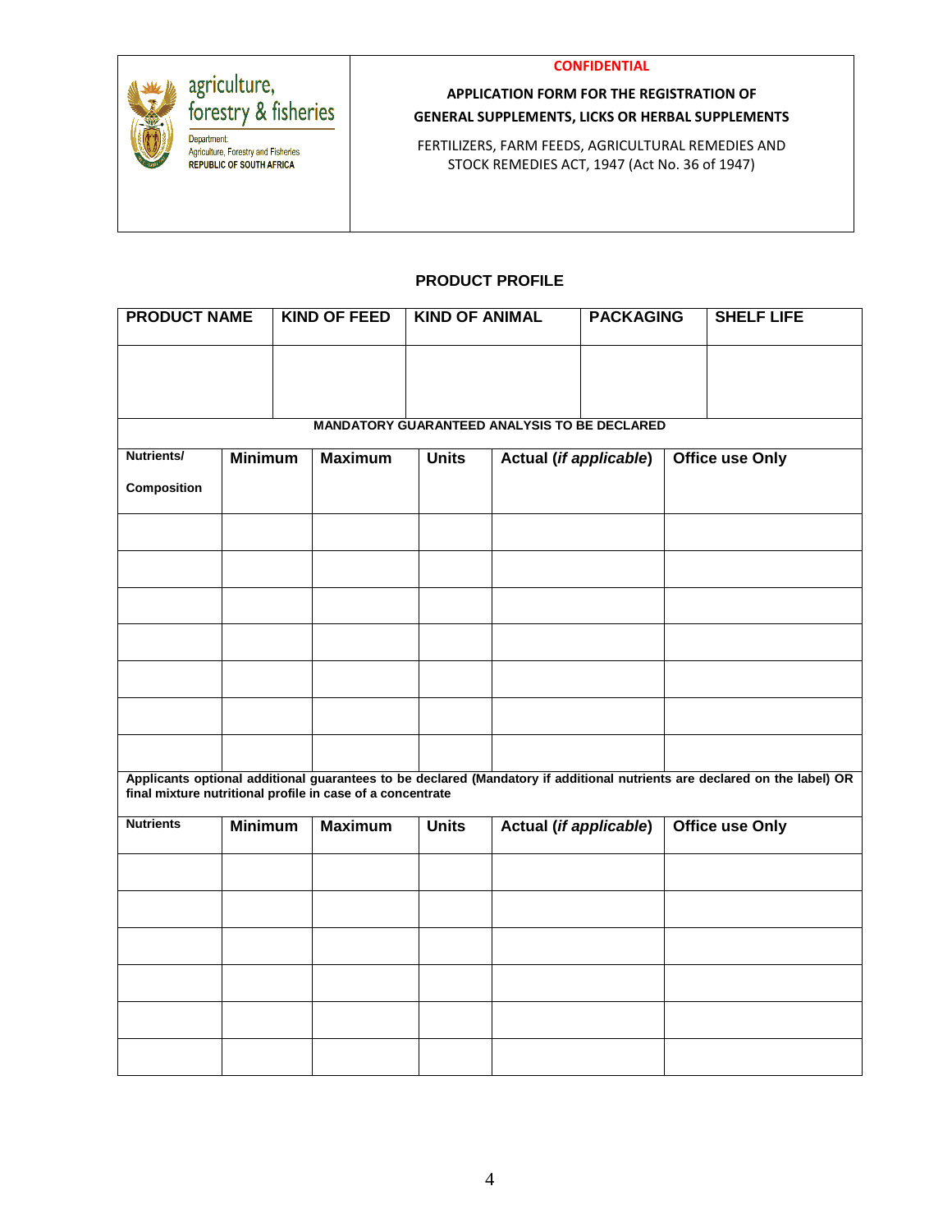agriculture, forestry & fisheries

Department: Agriculture, Forestry and Fisheries
REPUBLIC OF SOUTH AFRICA

**CONFIDENTIAL**

**APPLICATION FORM FOR THE REGISTRATION OF GENERAL SUPPLEMENTS, LICKS OR HERBAL SUPPLEMENTS**

FERTILIZERS, FARM FEEDS, AGRICULTURAL REMEDIES AND STOCK REMEDIES ACT, 1947 (Act No. 36 of 1947)

## PRODUCT PROFILE

| PRODUCT NAME | KIND OF FEED | KIND OF ANIMAL | PACKAGING | SHELF LIFE |
|---|---|---|---|---|
| | | | | |

**MANDATORY GUARANTEED ANALYSIS TO BE DECLARED**

| Nutrients/ Composition | Minimum | Maximum | Units | Actual (*if applicable*) | Office use Only |
|---|---|---|---|---|---|
| | | | | | |
| | | | | | |
| | | | | | |
| | | | | | |
| | | | | | |
| | | | | | |
| | | | | | |

**Applicants optional additional guarantees to be declared (Mandatory if additional nutrients are declared on the label) OR final mixture nutritional profile in case of a concentrate**

| Nutrients | Minimum | Maximum | Units | Actual (*if applicable*) | Office use Only |
|---|---|---|---|---|---|
| | | | | | |
| | | | | | |
| | | | | | |
| | | | | | |
| | | | | | |
| | | | | | |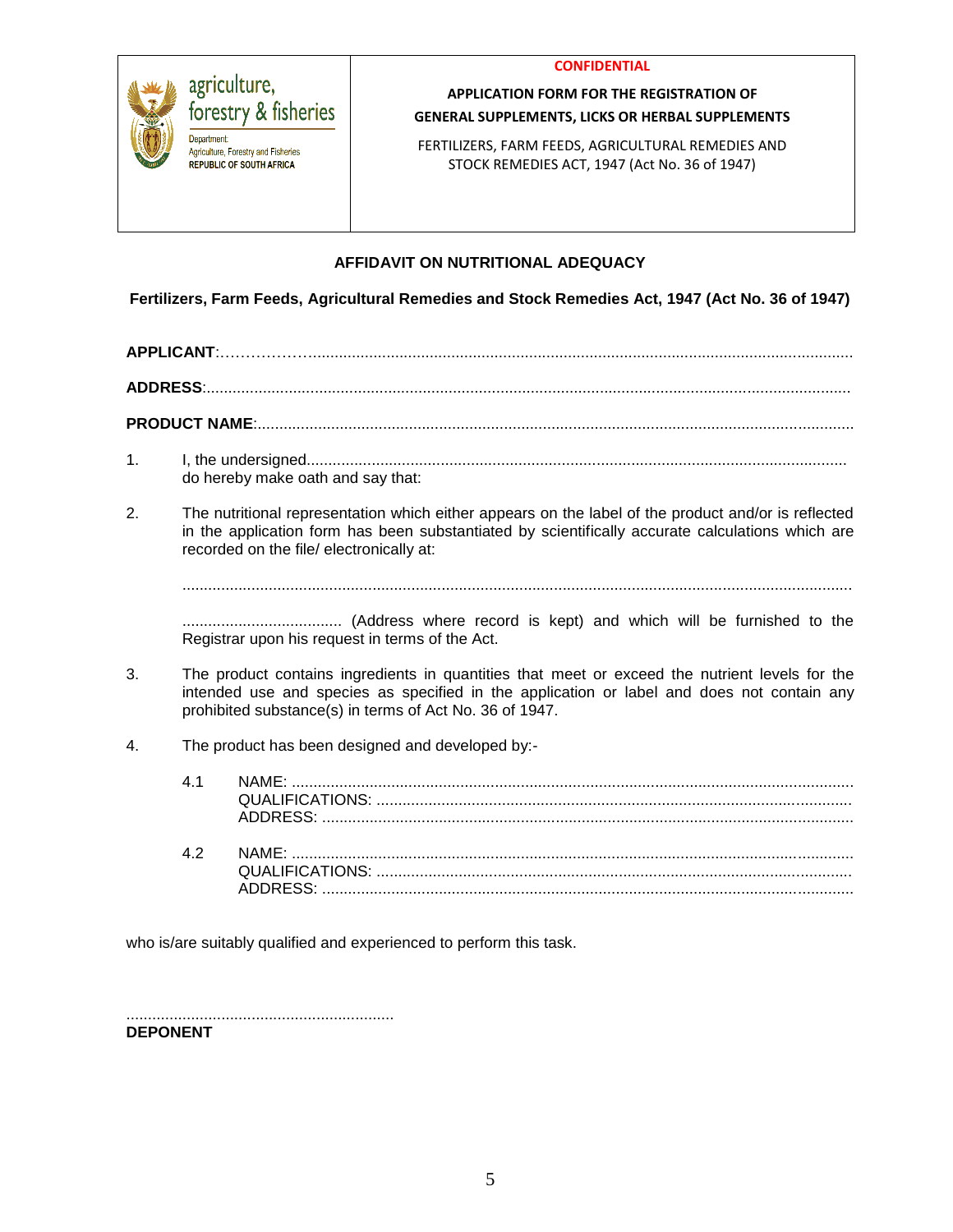| agriculture, forestry & fisheries<br>Department: Agriculture, Forestry and Fisheries<br>REPUBLIC OF SOUTH AFRICA | **CONFIDENTIAL**<br>**APPLICATION FORM FOR THE REGISTRATION OF GENERAL SUPPLEMENTS, LICKS OR HERBAL SUPPLEMENTS**<br>FERTILIZERS, FARM FEEDS, AGRICULTURAL REMEDIES AND STOCK REMEDIES ACT, 1947 (Act No. 36 of 1947) |
|---|---|

## AFFIDAVIT ON NUTRITIONAL ADEQUACY

**Fertilizers, Farm Feeds, Agricultural Remedies and Stock Remedies Act, 1947 (Act No. 36 of 1947)**

**APPLICANT**:……………….......................................................................................................................

**ADDRESS**:.......................................................................................................................................

**PRODUCT NAME**:.............................................................................................................................

1. I, the undersigned...........................................................................................................................
   do hereby make oath and say that:

2. The nutritional representation which either appears on the label of the product and/or is reflected in the application form has been substantiated by scientifically accurate calculations which are recorded on the file/ electronically at:

   .........................................................................................................................................................

   ..................................... (Address where record is kept) and which will be furnished to the Registrar upon his request in terms of the Act.

3. The product contains ingredients in quantities that meet or exceed the nutrient levels for the intended use and species as specified in the application or label and does not contain any prohibited substance(s) in terms of Act No. 36 of 1947.

4. The product has been designed and developed by:-

   4.1 NAME: .................................................................................................................................
   QUALIFICATIONS: .............................................................................................................
   ADDRESS: ..........................................................................................................................

   4.2 NAME: .................................................................................................................................
   QUALIFICATIONS: .............................................................................................................
   ADDRESS: ..........................................................................................................................

who is/are suitably qualified and experienced to perform this task.

..............................................................
**DEPONENT**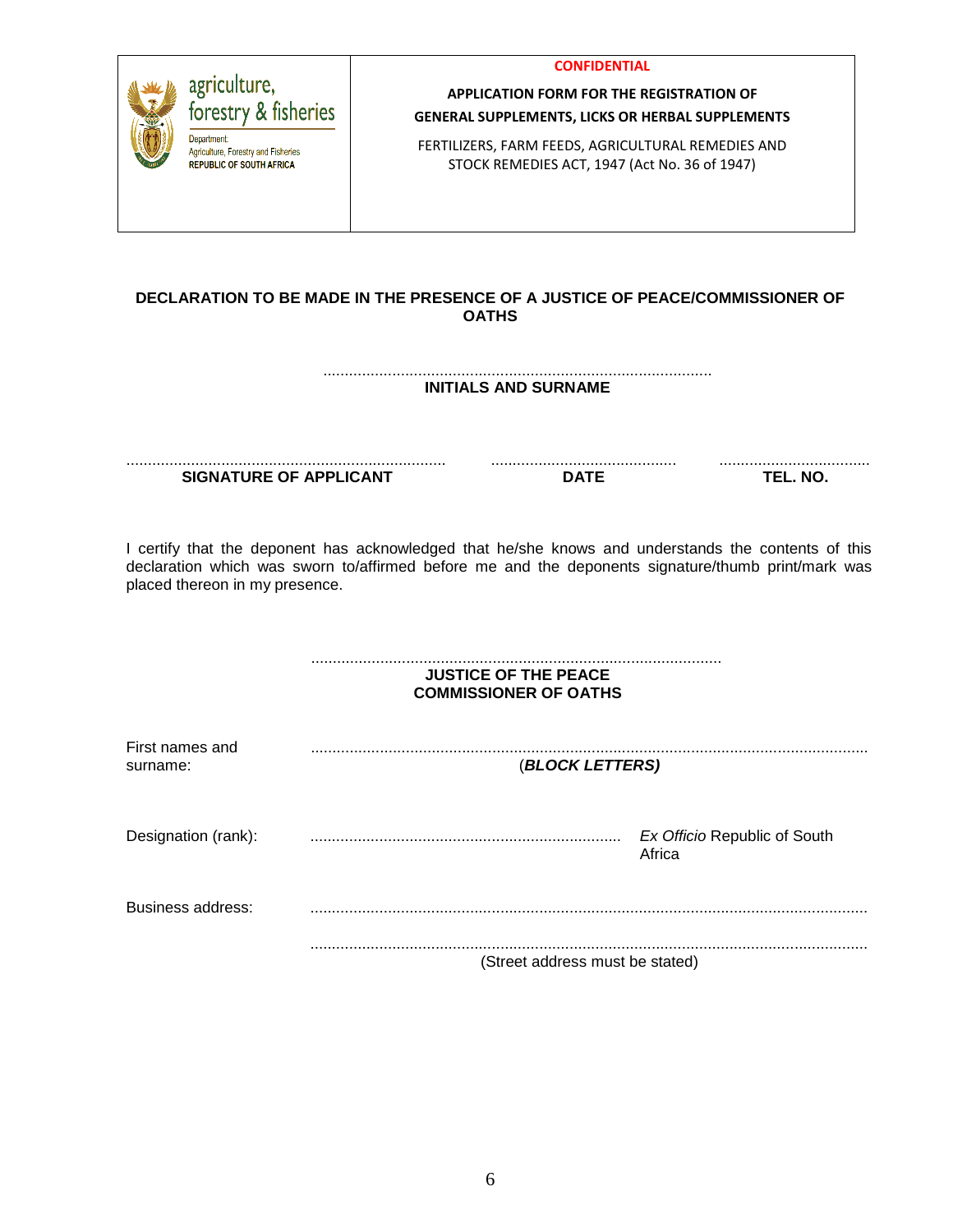agriculture, forestry & fisheries

Department: Agriculture, Forestry and Fisheries
REPUBLIC OF SOUTH AFRICA

**CONFIDENTIAL**

**APPLICATION FORM FOR THE REGISTRATION OF GENERAL SUPPLEMENTS, LICKS OR HERBAL SUPPLEMENTS**

FERTILIZERS, FARM FEEDS, AGRICULTURAL REMEDIES AND STOCK REMEDIES ACT, 1947 (Act No. 36 of 1947)

**DECLARATION TO BE MADE IN THE PRESENCE OF A JUSTICE OF PEACE/COMMISSIONER OF OATHS**

.........................................................................................

**INITIALS AND SURNAME**

.......................................................................... **SIGNATURE OF APPLICANT**

.......................................... **DATE**

.................................. **TEL. NO.**

I certify that the deponent has acknowledged that he/she knows and understands the contents of this declaration which was sworn to/affirmed before me and the deponents signature/thumb print/mark was placed thereon in my presence.

..............................................................................................

**JUSTICE OF THE PEACE**
**COMMISSIONER OF OATHS**

First names and surname: ................................................................................................................................
(***BLOCK LETTERS)***

Designation (rank): ........................................................................ *Ex Officio* Republic of South Africa

Business address: ................................................................................................................................

................................................................................................................................
(Street address must be stated)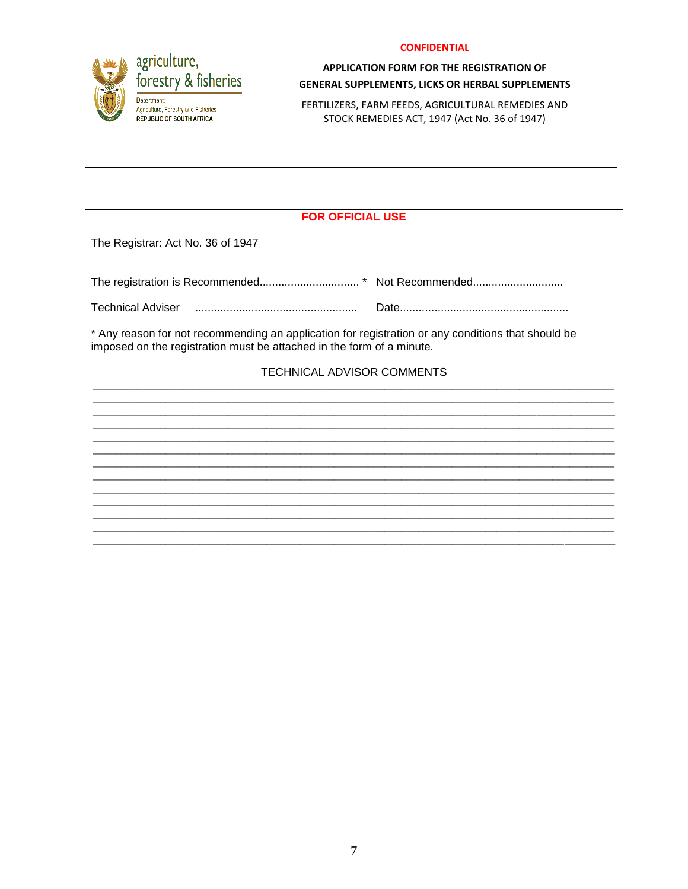| agriculture, forestry & fisheries<br>Department: Agriculture, Forestry and Fisheries<br>REPUBLIC OF SOUTH AFRICA | **CONFIDENTIAL**<br>**APPLICATION FORM FOR THE REGISTRATION OF GENERAL SUPPLEMENTS, LICKS OR HERBAL SUPPLEMENTS**<br>FERTILIZERS, FARM FEEDS, AGRICULTURAL REMEDIES AND STOCK REMEDIES ACT, 1947 (Act No. 36 of 1947) |
|---|---|

**FOR OFFICIAL USE**

The Registrar: Act No. 36 of 1947

The registration is Recommended................................ * Not Recommended.............................

Technical Adviser .................................................... Date......................................................

* Any reason for not recommending an application for registration or any conditions that should be imposed on the registration must be attached in the form of a minute.

TECHNICAL ADVISOR COMMENTS

_______________________________________________________________________________

_______________________________________________________________________________

_______________________________________________________________________________

_______________________________________________________________________________

_______________________________________________________________________________

_______________________________________________________________________________

_______________________________________________________________________________

_______________________________________________________________________________

_______________________________________________________________________________

_______________________________________________________________________________

_______________________________________________________________________________

_______________________________________________________________________________

_______________________________________________________________________________